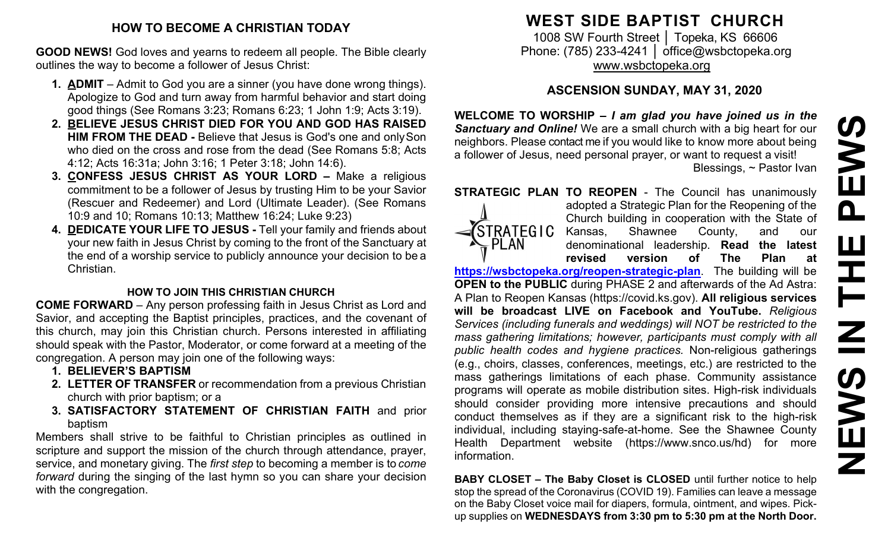## HOW TO BECOME A CHRISTIAN TODAY

**GOOD NEWS!** God loves and yearns to redeem all people. The Bible clearly outlines the way to become a follower of Jesus Christ:

1. **ADMIT** – Admit to God you are a sinner (you have done wrong things). Apologize to God and turn away from harmful behavior and start doing good things (See Romans 3:23; Romans 6:23; 1 John 1:9; Acts 3:19).
2. **BELIEVE JESUS CHRIST DIED FOR YOU AND GOD HAS RAISED HIM FROM THE DEAD -** Believe that Jesus is God's one and only Son who died on the cross and rose from the dead (See Romans 5:8; Acts 4:12; Acts 16:31a; John 3:16; 1 Peter 3:18; John 14:6).
3. **CONFESS JESUS CHRIST AS YOUR LORD –** Make a religious commitment to be a follower of Jesus by trusting Him to be your Savior (Rescuer and Redeemer) and Lord (Ultimate Leader). (See Romans 10:9 and 10; Romans 10:13; Matthew 16:24; Luke 9:23)
4. **DEDICATE YOUR LIFE TO JESUS -** Tell your family and friends about your new faith in Jesus Christ by coming to the front of the Sanctuary at the end of a worship service to publicly announce your decision to be a Christian.

### HOW TO JOIN THIS CHRISTIAN CHURCH

**COME FORWARD** – Any person professing faith in Jesus Christ as Lord and Savior, and accepting the Baptist principles, practices, and the covenant of this church, may join this Christian church. Persons interested in affiliating should speak with the Pastor, Moderator, or come forward at a meeting of the congregation. A person may join one of the following ways:

1. **BELIEVER'S BAPTISM**
2. **LETTER OF TRANSFER** or recommendation from a previous Christian church with prior baptism; or a
3. **SATISFACTORY STATEMENT OF CHRISTIAN FAITH** and prior baptism

Members shall strive to be faithful to Christian principles as outlined in scripture and support the mission of the church through attendance, prayer, service, and monetary giving. The *first step* to becoming a member is to *come forward* during the singing of the last hymn so you can share your decision with the congregation.

# WEST SIDE BAPTIST CHURCH

1008 SW Fourth Street │ Topeka, KS 66606
Phone: (785) 233-4241 │ office@wsbctopeka.org
www.wsbctopeka.org

## ASCENSION SUNDAY, MAY 31, 2020

**WELCOME TO WORSHIP –** ***I am glad you have joined us in the Sanctuary and Online!*** We are a small church with a big heart for our neighbors. Please contact me if you would like to know more about being a follower of Jesus, need personal prayer, or want to request a visit!
Blessings, ~ Pastor Ivan

**STRATEGIC PLAN TO REOPEN** - The Council has unanimously adopted a Strategic Plan for the Reopening of the Church building in cooperation with the State of Kansas, Shawnee County, and our denominational leadership. **Read the latest revised version of The Plan at https://wsbctopeka.org/reopen-strategic-plan**. The building will be **OPEN to the PUBLIC** during PHASE 2 and afterwards of the Ad Astra: A Plan to Reopen Kansas (https://covid.ks.gov). **All religious services will be broadcast LIVE on Facebook and YouTube.** *Religious Services (including funerals and weddings) will NOT be restricted to the mass gathering limitations; however, participants must comply with all public health codes and hygiene practices.* Non-religious gatherings (e.g., choirs, classes, conferences, meetings, etc.) are restricted to the mass gatherings limitations of each phase. Community assistance programs will operate as mobile distribution sites. High-risk individuals should consider providing more intensive precautions and should conduct themselves as if they are a significant risk to the high-risk individual, including staying-safe-at-home. See the Shawnee County Health Department website (https://www.snco.us/hd) for more information.

**BABY CLOSET – The Baby Closet is CLOSED** until further notice to help stop the spread of the Coronavirus (COVID 19). Families can leave a message on the Baby Closet voice mail for diapers, formula, ointment, and wipes. Pick-up supplies on **WEDNESDAYS from 3:30 pm to 5:30 pm at the North Door.**

# NEWS IN THE PEWS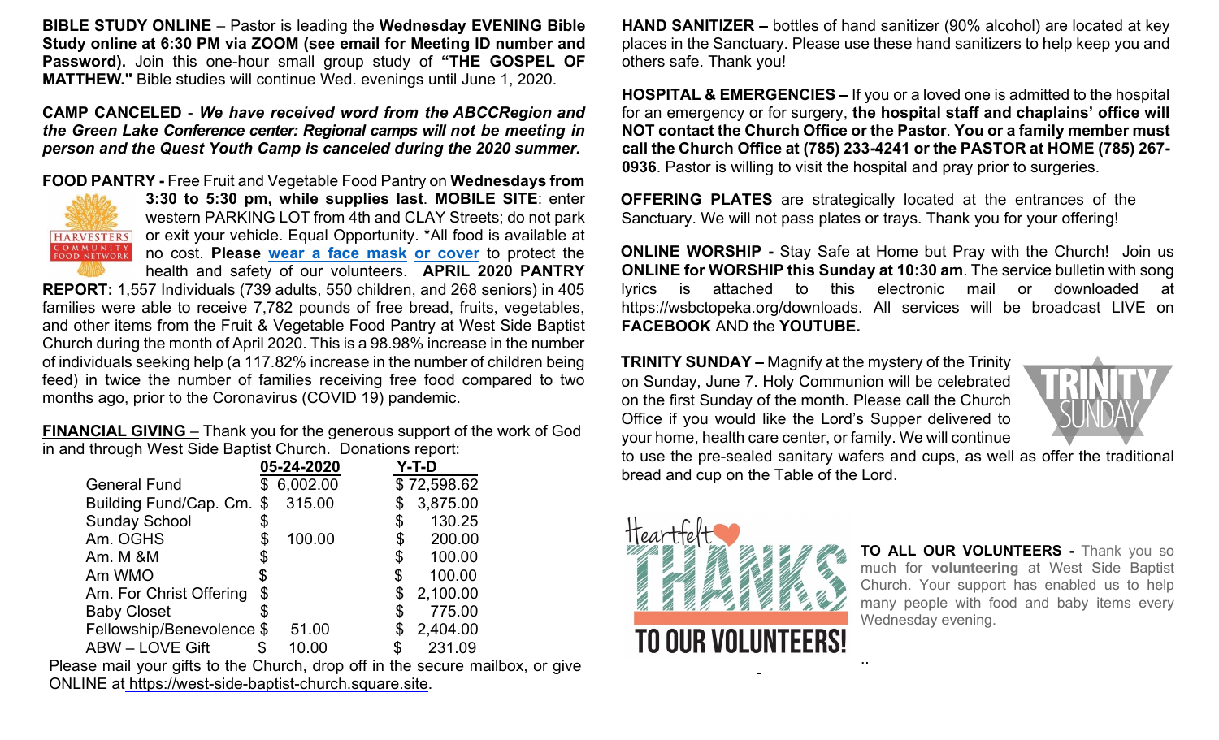**BIBLE STUDY ONLINE** – Pastor is leading the **Wednesday EVENING Bible Study online at 6:30 PM via ZOOM (see email for Meeting ID number and Password).** Join this one-hour small group study of **"THE GOSPEL OF MATTHEW."** Bible studies will continue Wed. evenings until June 1, 2020.

**CAMP CANCELED** - ***We have received word from the ABCCRegion and the Green Lake Conference center: Regional camps will not be meeting in person and the Quest Youth Camp is canceled during the 2020 summer.***

**FOOD PANTRY -** Free Fruit and Vegetable Food Pantry on **Wednesdays from 3:30 to 5:30 pm, while supplies last**. **MOBILE SITE**: enter western PARKING LOT from 4th and CLAY Streets; do not park or exit your vehicle. Equal Opportunity. *All food is available at no cost. **Please wear a face mask or cover** to protect the health and safety of our volunteers. **APRIL 2020 PANTRY REPORT:** 1,557 Individuals (739 adults, 550 children, and 268 seniors) in 405 families were able to receive 7,782 pounds of free bread, fruits, vegetables, and other items from the Fruit & Vegetable Food Pantry at West Side Baptist Church during the month of April 2020. This is a 98.98% increase in the number of individuals seeking help (a 117.82% increase in the number of children being feed) in twice the number of families receiving free food compared to two months ago, prior to the Coronavirus (COVID 19) pandemic.

**FINANCIAL GIVING** – Thank you for the generous support of the work of God in and through West Side Baptist Church. Donations report:

| | 05-24-2020 | Y-T-D |
|---|---|---|
| General Fund | $ 6,002.00 | $ 72,598.62 |
| Building Fund/Cap. Cm. | $ 315.00 | $ 3,875.00 |
| Sunday School | $ | $ 130.25 |
| Am. OGHS | $ 100.00 | $ 200.00 |
| Am. M &M | $ | $ 100.00 |
| Am WMO | $ | $ 100.00 |
| Am. For Christ Offering | $ | $ 2,100.00 |
| Baby Closet | $ | $ 775.00 |
| Fellowship/Benevolence | $ 51.00 | $ 2,404.00 |
| ABW – LOVE Gift | $ 10.00 | $ 231.09 |

Please mail your gifts to the Church, drop off in the secure mailbox, or give ONLINE at https://west-side-baptist-church.square.site.

**HAND SANITIZER –** bottles of hand sanitizer (90% alcohol) are located at key places in the Sanctuary. Please use these hand sanitizers to help keep you and others safe. Thank you!

**HOSPITAL & EMERGENCIES –** If you or a loved one is admitted to the hospital for an emergency or for surgery, **the hospital staff and chaplains' office will NOT contact the Church Office or the Pastor**. **You or a family member must call the Church Office at (785) 233-4241 or the PASTOR at HOME (785) 267-0936**. Pastor is willing to visit the hospital and pray prior to surgeries.

**OFFERING PLATES** are strategically located at the entrances of the Sanctuary. We will not pass plates or trays. Thank you for your offering!

**ONLINE WORSHIP -** Stay Safe at Home but Pray with the Church! Join us **ONLINE for WORSHIP this Sunday at 10:30 am**. The service bulletin with song lyrics is attached to this electronic mail or downloaded at https://wsbctopeka.org/downloads. All services will be broadcast LIVE on **FACEBOOK** AND the **YOUTUBE.**

**TRINITY SUNDAY –** Magnify at the mystery of the Trinity on Sunday, June 7. Holy Communion will be celebrated on the first Sunday of the month. Please call the Church Office if you would like the Lord's Supper delivered to your home, health care center, or family. We will continue to use the pre-sealed sanitary wafers and cups, as well as offer the traditional bread and cup on the Table of the Lord.

**TO ALL OUR VOLUNTEERS -** Thank you so much for **volunteering** at West Side Baptist Church. Your support has enabled us to help many people with food and baby items every Wednesday evening.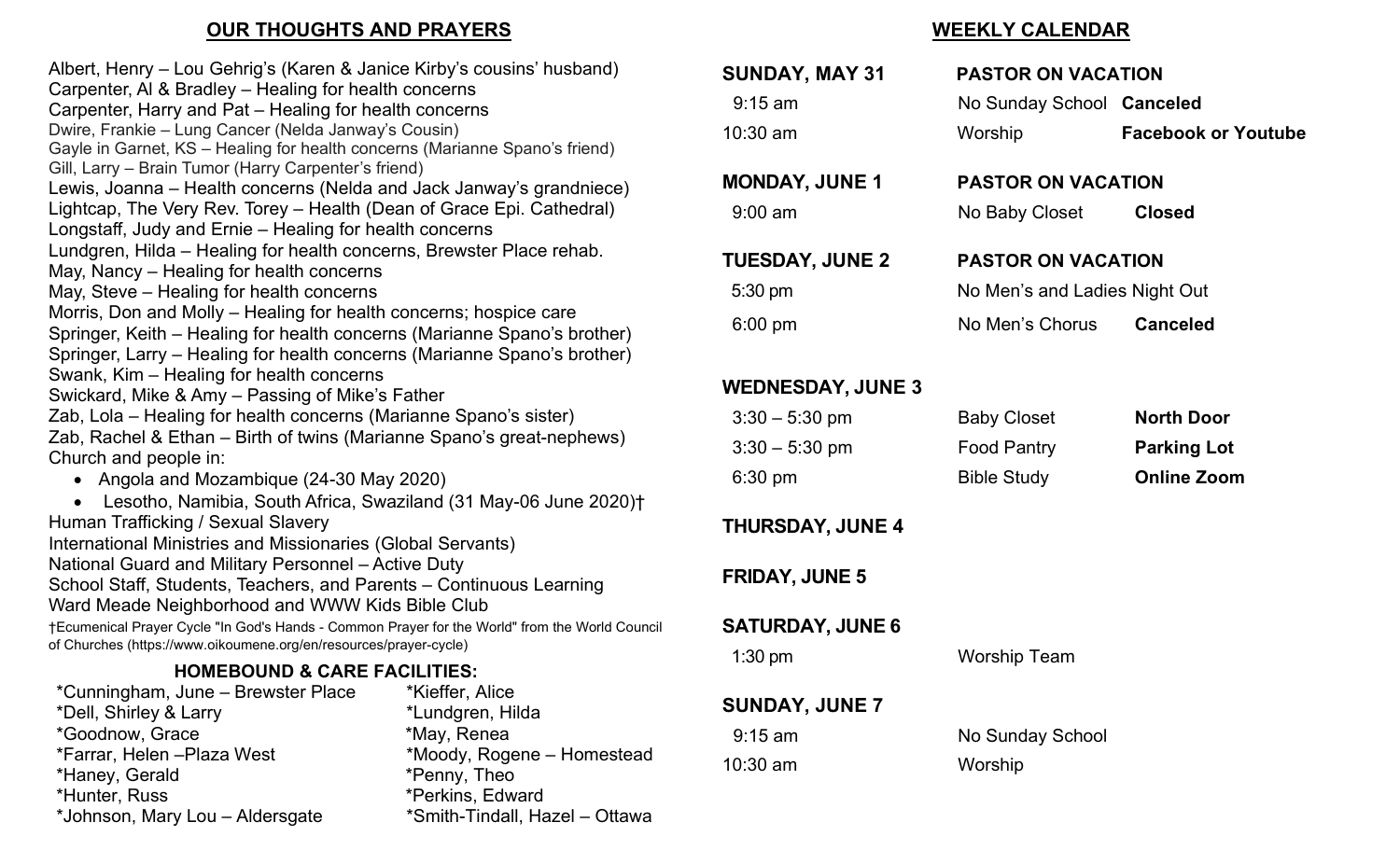## OUR THOUGHTS AND PRAYERS

Albert, Henry – Lou Gehrig's (Karen & Janice Kirby's cousins' husband)
Carpenter, Al & Bradley – Healing for health concerns
Carpenter, Harry and Pat – Healing for health concerns
Dwire, Frankie – Lung Cancer (Nelda Janway's Cousin)
Gayle in Garnet, KS – Healing for health concerns (Marianne Spano's friend)
Gill, Larry – Brain Tumor (Harry Carpenter's friend)
Lewis, Joanna – Health concerns (Nelda and Jack Janway's grandniece)
Lightcap, The Very Rev. Torey – Health (Dean of Grace Epi. Cathedral)
Longstaff, Judy and Ernie – Healing for health concerns
Lundgren, Hilda – Healing for health concerns, Brewster Place rehab.
May, Nancy – Healing for health concerns
May, Steve – Healing for health concerns
Morris, Don and Molly – Healing for health concerns; hospice care
Springer, Keith – Healing for health concerns (Marianne Spano's brother)
Springer, Larry – Healing for health concerns (Marianne Spano's brother)
Swank, Kim – Healing for health concerns
Swickard, Mike & Amy – Passing of Mike's Father
Zab, Lola – Healing for health concerns (Marianne Spano's sister)
Zab, Rachel & Ethan – Birth of twins (Marianne Spano's great-nephews)
Church and people in:

- Angola and Mozambique (24-30 May 2020)
- Lesotho, Namibia, South Africa, Swaziland (31 May-06 June 2020)†

Human Trafficking / Sexual Slavery
International Ministries and Missionaries (Global Servants)
National Guard and Military Personnel – Active Duty
School Staff, Students, Teachers, and Parents – Continuous Learning
Ward Meade Neighborhood and WWW Kids Bible Club

†Ecumenical Prayer Cycle "In God's Hands - Common Prayer for the World" from the World Council of Churches (https://www.oikoumene.org/en/resources/prayer-cycle)

### HOMEBOUND & CARE FACILITIES:

*Cunningham, June – Brewster Place
*Dell, Shirley & Larry
*Goodnow, Grace
*Farrar, Helen –Plaza West
*Haney, Gerald
*Hunter, Russ
*Johnson, Mary Lou – Aldersgate
*Kieffer, Alice
*Lundgren, Hilda
*May, Renea
*Moody, Rogene – Homestead
*Penny, Theo
*Perkins, Edward
*Smith-Tindall, Hazel – Ottawa

## WEEKLY CALENDAR

**SUNDAY, MAY 31** — **PASTOR ON VACATION**

| | | |
|---|---|---|
| 9:15 am | No Sunday School | **Canceled** |
| 10:30 am | Worship | **Facebook or Youtube** |

**MONDAY, JUNE 1** — **PASTOR ON VACATION**

| | | |
|---|---|---|
| 9:00 am | No Baby Closet | **Closed** |

**TUESDAY, JUNE 2** — **PASTOR ON VACATION**

| | | |
|---|---|---|
| 5:30 pm | No Men's and Ladies Night Out | |
| 6:00 pm | No Men's Chorus | **Canceled** |

**WEDNESDAY, JUNE 3**

| | | |
|---|---|---|
| 3:30 – 5:30 pm | Baby Closet | **North Door** |
| 3:30 – 5:30 pm | Food Pantry | **Parking Lot** |
| 6:30 pm | Bible Study | **Online Zoom** |

**THURSDAY, JUNE 4**

**FRIDAY, JUNE 5**

**SATURDAY, JUNE 6**

| | |
|---|---|
| 1:30 pm | Worship Team |

**SUNDAY, JUNE 7**

| | |
|---|---|
| 9:15 am | No Sunday School |
| 10:30 am | Worship |